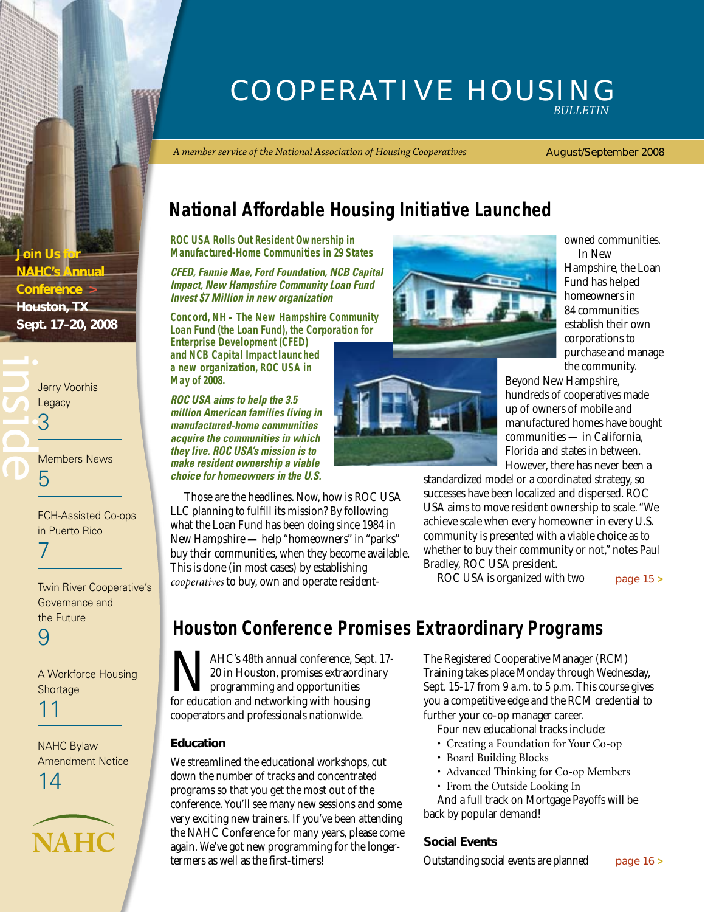# COOPERATIVE HOUSING
*BULLETIN*

*A member service of the National Association of Housing Cooperatives*

August/September 2008

**Join Us for NAHC's Annual Conference >**
**Houston, TX**
**Sept. 17–20, 2008**

**inside**

- Jerry Voorhis Legacy — 3
- Members News — 5
- FCH-Assisted Co-ops in Puerto Rico — 7
- Twin River Cooperative's Governance and the Future — 9
- A Workforce Housing Shortage — 11
- NAHC Bylaw Amendment Notice — 14

NAHC

## National Affordable Housing Initiative Launched

**ROC USA Rolls Out Resident Ownership in Manufactured-Home Communities in 29 States**

***CFED, Fannie Mae, Ford Foundation, NCB Capital Impact, New Hampshire Community Loan Fund Invest $7 Million in new organization***

**Concord, NH – The New Hampshire Community Loan Fund (the Loan Fund), the Corporation for Enterprise Development (CFED) and NCB Capital Impact launched a new organization, ROC USA in May of 2008.**

***ROC USA aims to help the 3.5 million American families living in manufactured-home communities acquire the communities in which they live. ROC USA's mission is to make resident ownership a viable choice for homeowners in the U.S.***

Those are the headlines. Now, how is ROC USA LLC planning to fulfill its mission? By following what the Loan Fund has been doing since 1984 in New Hampshire — help "homeowners" in "parks" buy their communities, when they become available. This is done (in most cases) by establishing *cooperatives* to buy, own and operate resident-owned communities.

In New Hampshire, the Loan Fund has helped homeowners in 84 communities establish their own corporations to purchase and manage the community.

Beyond New Hampshire, hundreds of cooperatives made up of owners of mobile and manufactured homes have bought communities — in California, Florida and states in between. However, there has never been a standardized model or a coordinated strategy, so successes have been localized and dispersed. ROC USA aims to move resident ownership to scale. "We achieve scale when every homeowner in every U.S. community is presented with a viable choice as to whether to buy their community or not," notes Paul Bradley, ROC USA president.

ROC USA is organized with two page 15 >

## Houston Conference Promises Extraordinary Programs

NAHC's 48th annual conference, Sept. 17-20 in Houston, promises extraordinary programming and opportunities for education and networking with housing cooperators and professionals nationwide.

### Education

We streamlined the educational workshops, cut down the number of tracks and concentrated programs so that you get the most out of the conference. You'll see many new sessions and some very exciting new trainers. If you've been attending the NAHC Conference for many years, please come again. We've got new programming for the longer-termers as well as the first-timers!

The Registered Cooperative Manager (RCM) Training takes place Monday through Wednesday, Sept. 15-17 from 9 a.m. to 5 p.m. This course gives you a competitive edge and the RCM credential to further your co-op manager career.

Four new educational tracks include:

- Creating a Foundation for Your Co-op
- Board Building Blocks
- Advanced Thinking for Co-op Members
- From the Outside Looking In

And a full track on Mortgage Payoffs will be back by popular demand!

### Social Events

Outstanding social events are planned page 16 >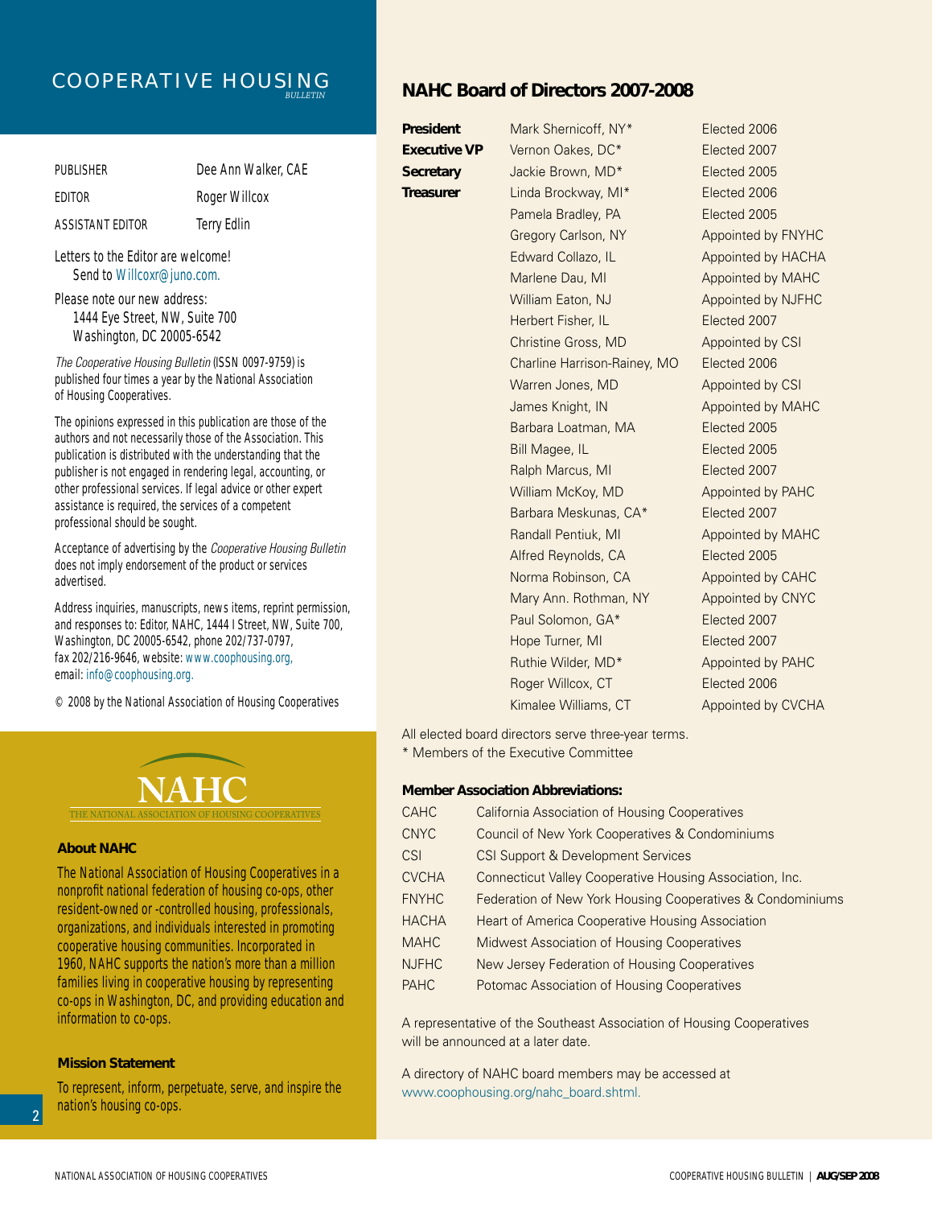# COOPERATIVE HOUSING *BULLETIN*

| | |
|---|---|
| PUBLISHER | Dee Ann Walker, CAE |
| EDITOR | Roger Willcox |
| ASSISTANT EDITOR | Terry Edlin |

Letters to the Editor are welcome!
Send to Willcoxr@juno.com.

Please note our new address:
1444 Eye Street, NW, Suite 700
Washington, DC 20005-6542

*The Cooperative Housing Bulletin* (ISSN 0097-9759) is published four times a year by the National Association of Housing Cooperatives.

The opinions expressed in this publication are those of the authors and not necessarily those of the Association. This publication is distributed with the understanding that the publisher is not engaged in rendering legal, accounting, or other professional services. If legal advice or other expert assistance is required, the services of a competent professional should be sought.

Acceptance of advertising by the *Cooperative Housing Bulletin* does not imply endorsement of the product or services advertised.

Address inquiries, manuscripts, news items, reprint permission, and responses to: Editor, NAHC, 1444 I Street, NW, Suite 700, Washington, DC 20005-6542, phone 202/737-0797, fax 202/216-9646, website: www.coophousing.org, email: info@coophousing.org.

© 2008 by the National Association of Housing Cooperatives

NAHC
THE NATIONAL ASSOCIATION OF HOUSING COOPERATIVES

### About NAHC

The National Association of Housing Cooperatives in a nonprofit national federation of housing co-ops, other resident-owned or -controlled housing, professionals, organizations, and individuals interested in promoting cooperative housing communities. Incorporated in 1960, NAHC supports the nation's more than a million families living in cooperative housing by representing co-ops in Washington, DC, and providing education and information to co-ops.

### Mission Statement

To represent, inform, perpetuate, serve, and inspire the nation's housing co-ops.

## NAHC Board of Directors 2007-2008

| | | |
|---|---|---|
| **President** | Mark Shernicoff, NY* | Elected 2006 |
| **Executive VP** | Vernon Oakes, DC* | Elected 2007 |
| **Secretary** | Jackie Brown, MD* | Elected 2005 |
| **Treasurer** | Linda Brockway, MI* | Elected 2006 |
| | Pamela Bradley, PA | Elected 2005 |
| | Gregory Carlson, NY | Appointed by FNYHC |
| | Edward Collazo, IL | Appointed by HACHA |
| | Marlene Dau, MI | Appointed by MAHC |
| | William Eaton, NJ | Appointed by NJFHC |
| | Herbert Fisher, IL | Elected 2007 |
| | Christine Gross, MD | Appointed by CSI |
| | Charline Harrison-Rainey, MO | Elected 2006 |
| | Warren Jones, MD | Appointed by CSI |
| | James Knight, IN | Appointed by MAHC |
| | Barbara Loatman, MA | Elected 2005 |
| | Bill Magee, IL | Elected 2005 |
| | Ralph Marcus, MI | Elected 2007 |
| | William McKoy, MD | Appointed by PAHC |
| | Barbara Meskunas, CA* | Elected 2007 |
| | Randall Pentiuk, MI | Appointed by MAHC |
| | Alfred Reynolds, CA | Elected 2005 |
| | Norma Robinson, CA | Appointed by CAHC |
| | Mary Ann. Rothman, NY | Appointed by CNYC |
| | Paul Solomon, GA* | Elected 2007 |
| | Hope Turner, MI | Elected 2007 |
| | Ruthie Wilder, MD* | Appointed by PAHC |
| | Roger Willcox, CT | Elected 2006 |
| | Kimalee Williams, CT | Appointed by CVCHA |

All elected board directors serve three-year terms.
* Members of the Executive Committee

### Member Association Abbreviations:

| | |
|---|---|
| CAHC | California Association of Housing Cooperatives |
| CNYC | Council of New York Cooperatives & Condominiums |
| CSI | CSI Support & Development Services |
| CVCHA | Connecticut Valley Cooperative Housing Association, Inc. |
| FNYHC | Federation of New York Housing Cooperatives & Condominiums |
| HACHA | Heart of America Cooperative Housing Association |
| MAHC | Midwest Association of Housing Cooperatives |
| NJFHC | New Jersey Federation of Housing Cooperatives |
| PAHC | Potomac Association of Housing Cooperatives |

A representative of the Southeast Association of Housing Cooperatives will be announced at a later date.

A directory of NAHC board members may be accessed at www.coophousing.org/nahc_board.shtml.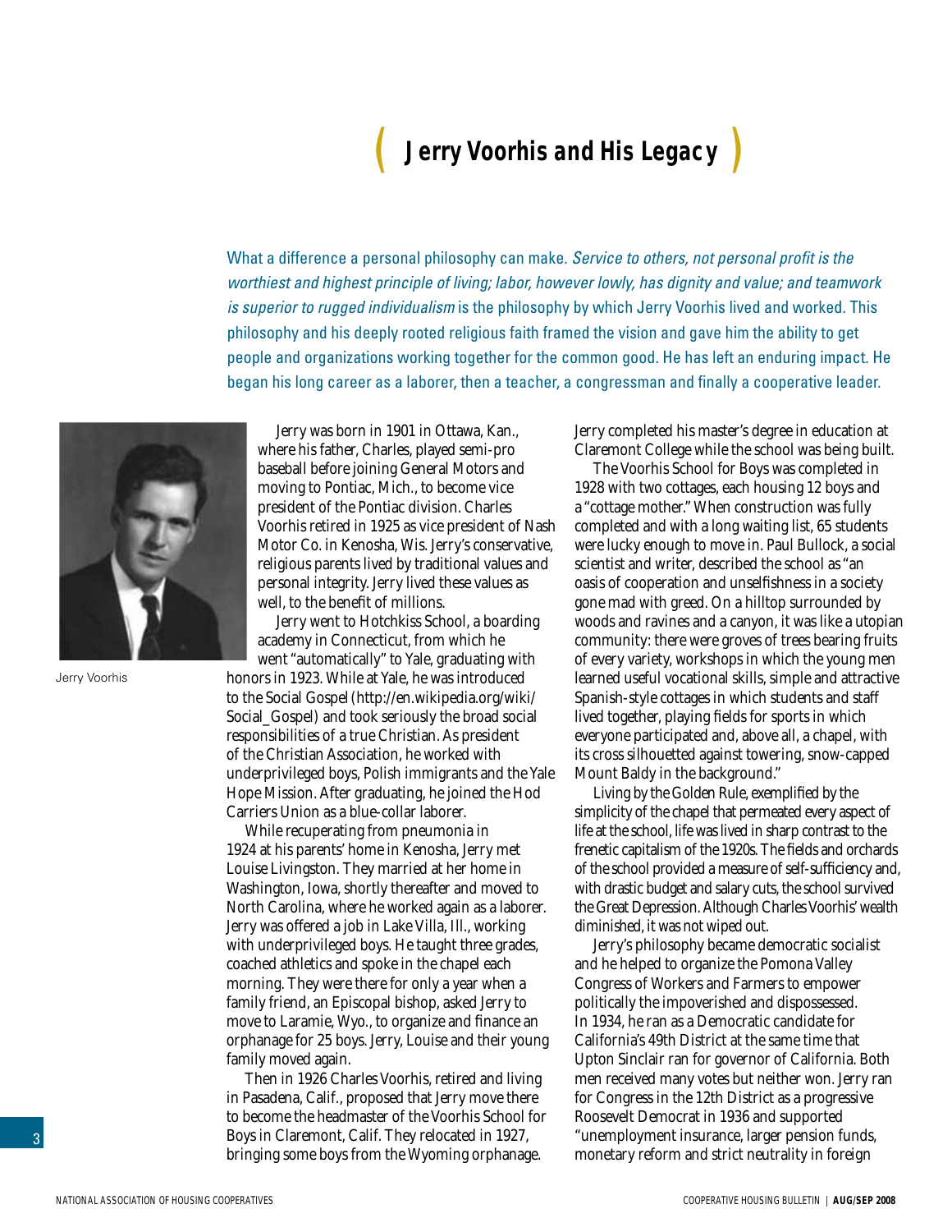# Jerry Voorhis and His Legacy

What a difference a personal philosophy can make. *Service to others, not personal profit is the worthiest and highest principle of living; labor, however lowly, has dignity and value; and teamwork is superior to rugged individualism* is the philosophy by which Jerry Voorhis lived and worked. This philosophy and his deeply rooted religious faith framed the vision and gave him the ability to get people and organizations working together for the common good. He has left an enduring impact. He began his long career as a laborer, then a teacher, a congressman and finally a cooperative leader.

Jerry Voorhis

Jerry was born in 1901 in Ottawa, Kan., where his father, Charles, played semi-pro baseball before joining General Motors and moving to Pontiac, Mich., to become vice president of the Pontiac division. Charles Voorhis retired in 1925 as vice president of Nash Motor Co. in Kenosha, Wis. Jerry's conservative, religious parents lived by traditional values and personal integrity. Jerry lived these values as well, to the benefit of millions.

Jerry went to Hotchkiss School, a boarding academy in Connecticut, from which he went "automatically" to Yale, graduating with honors in 1923. While at Yale, he was introduced to the Social Gospel (http://en.wikipedia.org/wiki/Social_Gospel) and took seriously the broad social responsibilities of a true Christian. As president of the Christian Association, he worked with underprivileged boys, Polish immigrants and the Yale Hope Mission. After graduating, he joined the Hod Carriers Union as a blue-collar laborer.

While recuperating from pneumonia in 1924 at his parents' home in Kenosha, Jerry met Louise Livingston. They married at her home in Washington, Iowa, shortly thereafter and moved to North Carolina, where he worked again as a laborer. Jerry was offered a job in Lake Villa, Ill., working with underprivileged boys. He taught three grades, coached athletics and spoke in the chapel each morning. They were there for only a year when a family friend, an Episcopal bishop, asked Jerry to move to Laramie, Wyo., to organize and finance an orphanage for 25 boys. Jerry, Louise and their young family moved again.

Then in 1926 Charles Voorhis, retired and living in Pasadena, Calif., proposed that Jerry move there to become the headmaster of the Voorhis School for Boys in Claremont, Calif. They relocated in 1927, bringing some boys from the Wyoming orphanage. Jerry completed his master's degree in education at Claremont College while the school was being built.

The Voorhis School for Boys was completed in 1928 with two cottages, each housing 12 boys and a "cottage mother." When construction was fully completed and with a long waiting list, 65 students were lucky enough to move in. Paul Bullock, a social scientist and writer, described the school as "an oasis of cooperation and unselfishness in a society gone mad with greed. On a hilltop surrounded by woods and ravines and a canyon, it was like a utopian community: there were groves of trees bearing fruits of every variety, workshops in which the young men learned useful vocational skills, simple and attractive Spanish-style cottages in which students and staff lived together, playing fields for sports in which everyone participated and, above all, a chapel, with its cross silhouetted against towering, snow-capped Mount Baldy in the background."

Living by the Golden Rule, exemplified by the simplicity of the chapel that permeated every aspect of life at the school, life was lived in sharp contrast to the frenetic capitalism of the 1920s. The fields and orchards of the school provided a measure of self-sufficiency and, with drastic budget and salary cuts, the school survived the Great Depression. Although Charles Voorhis' wealth diminished, it was not wiped out.

Jerry's philosophy became democratic socialist and he helped to organize the Pomona Valley Congress of Workers and Farmers to empower politically the impoverished and dispossessed. In 1934, he ran as a Democratic candidate for California's 49th District at the same time that Upton Sinclair ran for governor of California. Both men received many votes but neither won. Jerry ran for Congress in the 12th District as a progressive Roosevelt Democrat in 1936 and supported "unemployment insurance, larger pension funds, monetary reform and strict neutrality in foreign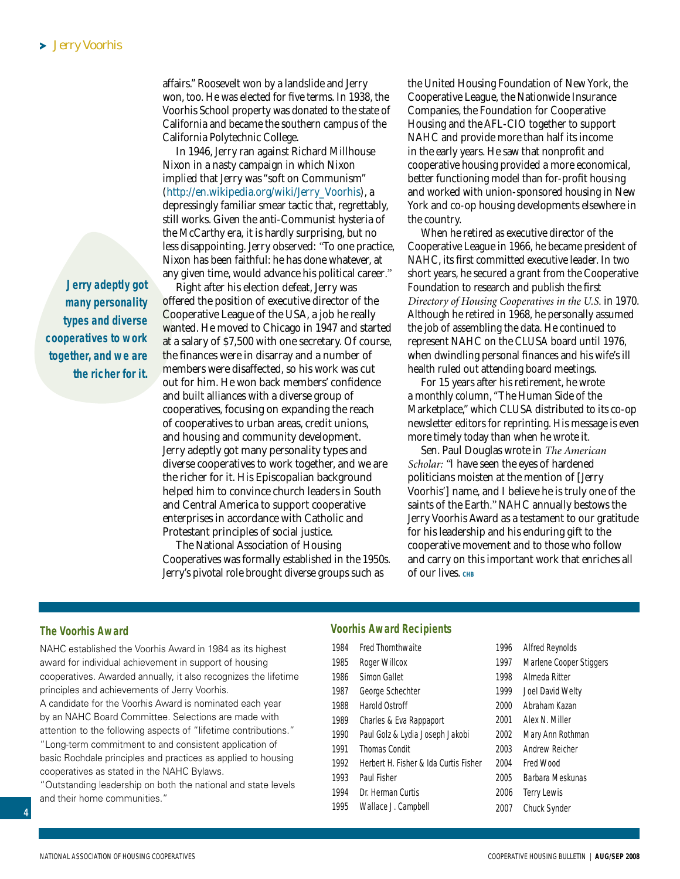affairs." Roosevelt won by a landslide and Jerry won, too. He was elected for five terms. In 1938, the Voorhis School property was donated to the state of California and became the southern campus of the California Polytechnic College.

In 1946, Jerry ran against Richard Millhouse Nixon in a nasty campaign in which Nixon implied that Jerry was "soft on Communism" (http://en.wikipedia.org/wiki/Jerry_Voorhis), a depressingly familiar smear tactic that, regrettably, still works. Given the anti-Communist hysteria of the McCarthy era, it is hardly surprising, but no less disappointing. Jerry observed: "To one practice, Nixon has been faithful: he has done whatever, at any given time, would advance his political career."

Right after his election defeat, Jerry was offered the position of executive director of the Cooperative League of the USA, a job he really wanted. He moved to Chicago in 1947 and started at a salary of $7,500 with one secretary. Of course, the finances were in disarray and a number of members were disaffected, so his work was cut out for him. He won back members' confidence and built alliances with a diverse group of cooperatives, focusing on expanding the reach of cooperatives to urban areas, credit unions, and housing and community development. Jerry adeptly got many personality types and diverse cooperatives to work together, and we are the richer for it. His Episcopalian background helped him to convince church leaders in South and Central America to support cooperative enterprises in accordance with Catholic and Protestant principles of social justice.

> ***Jerry adeptly got many personality types and diverse cooperatives to work together, and we are the richer for it.***

The National Association of Housing Cooperatives was formally established in the 1950s. Jerry's pivotal role brought diverse groups such as the United Housing Foundation of New York, the Cooperative League, the Nationwide Insurance Companies, the Foundation for Cooperative Housing and the AFL-CIO together to support NAHC and provide more than half its income in the early years. He saw that nonprofit and cooperative housing provided a more economical, better functioning model than for-profit housing and worked with union-sponsored housing in New York and co-op housing developments elsewhere in the country.

When he retired as executive director of the Cooperative League in 1966, he became president of NAHC, its first committed executive leader. In two short years, he secured a grant from the Cooperative Foundation to research and publish the first *Directory of Housing Cooperatives in the U.S.* in 1970. Although he retired in 1968, he personally assumed the job of assembling the data. He continued to represent NAHC on the CLUSA board until 1976, when dwindling personal finances and his wife's ill health ruled out attending board meetings.

For 15 years after his retirement, he wrote a monthly column, "The Human Side of the Marketplace," which CLUSA distributed to its co-op newsletter editors for reprinting. His message is even more timely today than when he wrote it.

Sen. Paul Douglas wrote in *The American Scholar:* "I have seen the eyes of hardened politicians moisten at the mention of [Jerry Voorhis'] name, and I believe he is truly one of the saints of the Earth." NAHC annually bestows the Jerry Voorhis Award as a testament to our gratitude for his leadership and his enduring gift to the cooperative movement and to those who follow and carry on this important work that enriches all of our lives. CHB

### The Voorhis Award

NAHC established the Voorhis Award in 1984 as its highest award for individual achievement in support of housing cooperatives. Awarded annually, it also recognizes the lifetime principles and achievements of Jerry Voorhis.

A candidate for the Voorhis Award is nominated each year by an NAHC Board Committee. Selections are made with attention to the following aspects of "lifetime contributions."

"Long-term commitment to and consistent application of basic Rochdale principles and practices as applied to housing cooperatives as stated in the NAHC Bylaws.

"Outstanding leadership on both the national and state levels and their home communities."

### Voorhis Award Recipients

| Year | Recipient |
|---|---|
| 1984 | Fred Thornthwaite |
| 1985 | Roger Willcox |
| 1986 | Simon Gallet |
| 1987 | George Schechter |
| 1988 | Harold Ostroff |
| 1989 | Charles & Eva Rappaport |
| 1990 | Paul Golz & Lydia Joseph Jakobi |
| 1991 | Thomas Condit |
| 1992 | Herbert H. Fisher & Ida Curtis Fisher |
| 1993 | Paul Fisher |
| 1994 | Dr. Herman Curtis |
| 1995 | Wallace J. Campbell |
| 1996 | Alfred Reynolds |
| 1997 | Marlene Cooper Stiggers |
| 1998 | Almeda Ritter |
| 1999 | Joel David Welty |
| 2000 | Abraham Kazan |
| 2001 | Alex N. Miller |
| 2002 | Mary Ann Rothman |
| 2003 | Andrew Reicher |
| 2004 | Fred Wood |
| 2005 | Barbara Meskunas |
| 2006 | Terry Lewis |
| 2007 | Chuck Synder |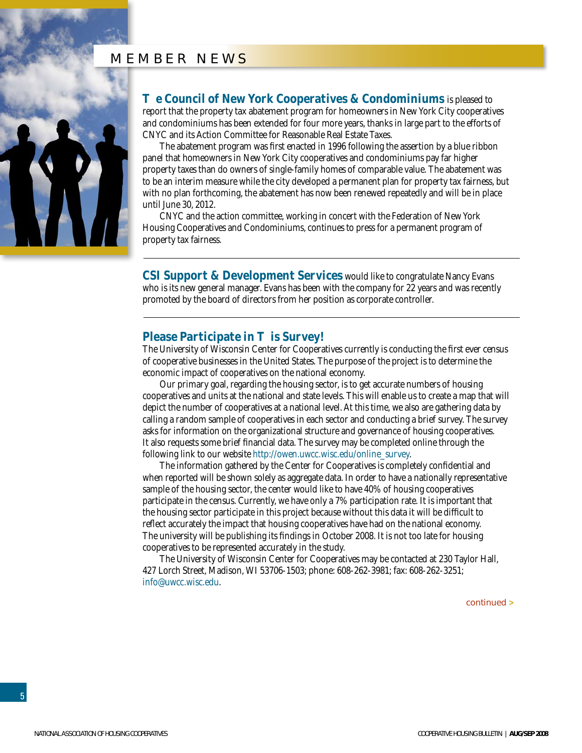# MEMBER NEWS

**The Council of New York Cooperatives & Condominiums** is pleased to report that the property tax abatement program for homeowners in New York City cooperatives and condominiums has been extended for four more years, thanks in large part to the efforts of CNYC and its Action Committee for Reasonable Real Estate Taxes.

The abatement program was first enacted in 1996 following the assertion by a blue ribbon panel that homeowners in New York City cooperatives and condominiums pay far higher property taxes than do owners of single-family homes of comparable value. The abatement was to be an interim measure while the city developed a permanent plan for property tax fairness, but with no plan forthcoming, the abatement has now been renewed repeatedly and will be in place until June 30, 2012.

CNYC and the action committee, working in concert with the Federation of New York Housing Cooperatives and Condominiums, continues to press for a permanent program of property tax fairness.

---

**CSI Support & Development Services** would like to congratulate Nancy Evans who is its new general manager. Evans has been with the company for 22 years and was recently promoted by the board of directors from her position as corporate controller.

---

## Please Participate in This Survey!

The University of Wisconsin Center for Cooperatives currently is conducting the first ever census of cooperative businesses in the United States. The purpose of the project is to determine the economic impact of cooperatives on the national economy.

Our primary goal, regarding the housing sector, is to get accurate numbers of housing cooperatives and units at the national and state levels. This will enable us to create a map that will depict the number of cooperatives at a national level. At this time, we also are gathering data by calling a random sample of cooperatives in each sector and conducting a brief survey. The survey asks for information on the organizational structure and governance of housing cooperatives. It also requests some brief financial data. The survey may be completed online through the following link to our website http://owen.uwcc.wisc.edu/online_survey.

The information gathered by the Center for Cooperatives is completely confidential and when reported will be shown solely as aggregate data. In order to have a nationally representative sample of the housing sector, the center would like to have 40% of housing cooperatives participate in the census. Currently, we have only a 7% participation rate. It is important that the housing sector participate in this project because without this data it will be difficult to reflect accurately the impact that housing cooperatives have had on the national economy. The university will be publishing its findings in October 2008. It is not too late for housing cooperatives to be represented accurately in the study.

The University of Wisconsin Center for Cooperatives may be contacted at 230 Taylor Hall, 427 Lorch Street, Madison, WI 53706-1503; phone: 608-262-3981; fax: 608-262-3251; info@uwcc.wisc.edu.

continued >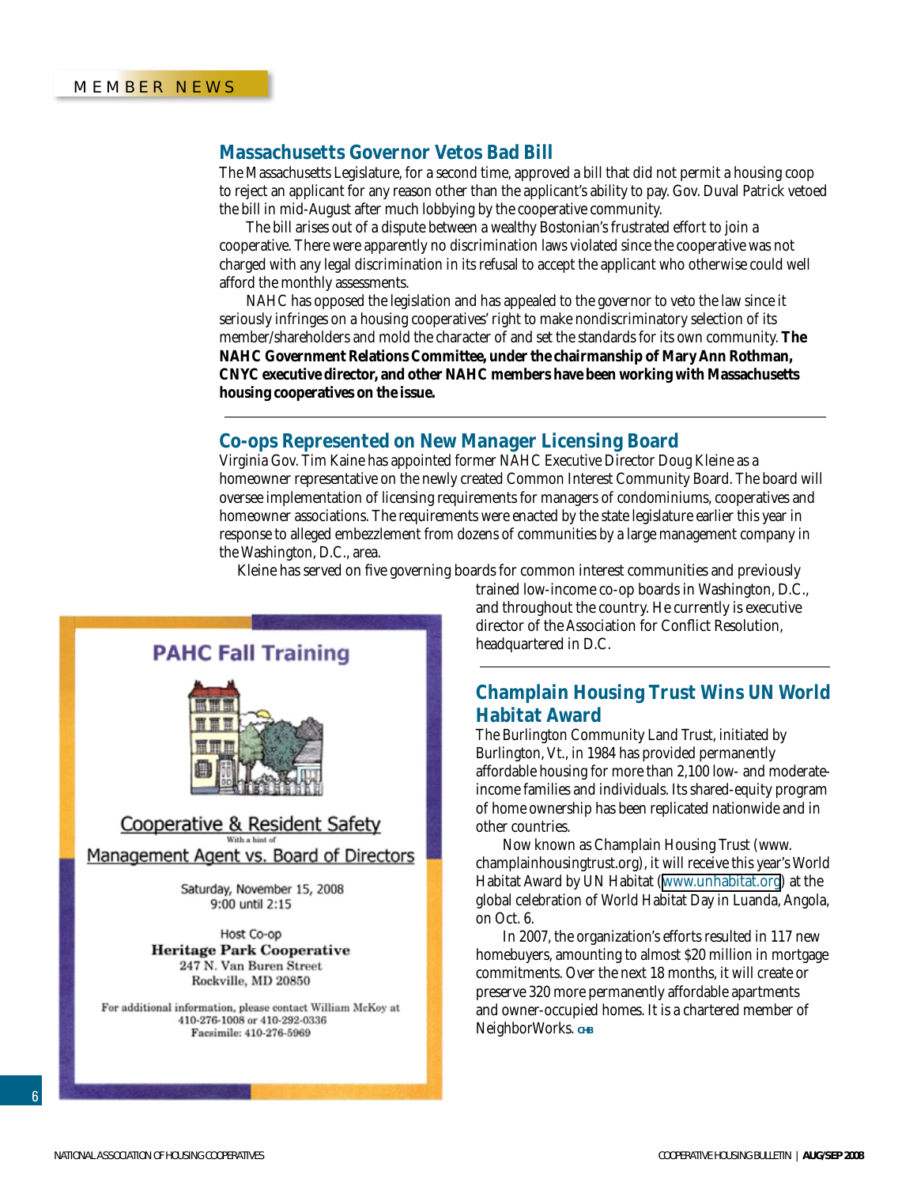MEMBER NEWS

## Massachusetts Governor Vetos Bad Bill

The Massachusetts Legislature, for a second time, approved a bill that did not permit a housing coop to reject an applicant for any reason other than the applicant's ability to pay. Gov. Duval Patrick vetoed the bill in mid-August after much lobbying by the cooperative community.

The bill arises out of a dispute between a wealthy Bostonian's frustrated effort to join a cooperative. There were apparently no discrimination laws violated since the cooperative was not charged with any legal discrimination in its refusal to accept the applicant who otherwise could well afford the monthly assessments.

NAHC has opposed the legislation and has appealed to the governor to veto the law since it seriously infringes on a housing cooperatives' right to make nondiscriminatory selection of its member/shareholders and mold the character of and set the standards for its own community. **The NAHC Government Relations Committee, under the chairmanship of Mary Ann Rothman, CNYC executive director, and other NAHC members have been working with Massachusetts housing cooperatives on the issue.**

## Co-ops Represented on New Manager Licensing Board

Virginia Gov. Tim Kaine has appointed former NAHC Executive Director Doug Kleine as a homeowner representative on the newly created Common Interest Community Board. The board will oversee implementation of licensing requirements for managers of condominiums, cooperatives and homeowner associations. The requirements were enacted by the state legislature earlier this year in response to alleged embezzlement from dozens of communities by a large management company in the Washington, D.C., area.

Kleine has served on five governing boards for common interest communities and previously trained low-income co-op boards in Washington, D.C., and throughout the country. He currently is executive director of the Association for Conflict Resolution, headquartered in D.C.

## PAHC Fall Training

Cooperative & Resident Safety

With a hint of

Management Agent vs. Board of Directors

Saturday, November 15, 2008
9:00 until 2:15

Host Co-op
**Heritage Park Cooperative**
247 N. Van Buren Street
Rockville, MD 20850

For additional information, please contact William McKoy at 410-276-1008 or 410-292-0336
Facsimile: 410-276-5969

## Champlain Housing Trust Wins UN World Habitat Award

The Burlington Community Land Trust, initiated by Burlington, Vt., in 1984 has provided permanently affordable housing for more than 2,100 low- and moderate-income families and individuals. Its shared-equity program of home ownership has been replicated nationwide and in other countries.

Now known as Champlain Housing Trust (www.champlainhousingtrust.org), it will receive this year's World Habitat Award by UN Habitat (www.unhabitat.org) at the global celebration of World Habitat Day in Luanda, Angola, on Oct. 6.

In 2007, the organization's efforts resulted in 117 new homebuyers, amounting to almost $20 million in mortgage commitments. Over the next 18 months, it will create or preserve 320 more permanently affordable apartments and owner-occupied homes. It is a chartered member of NeighborWorks. CHB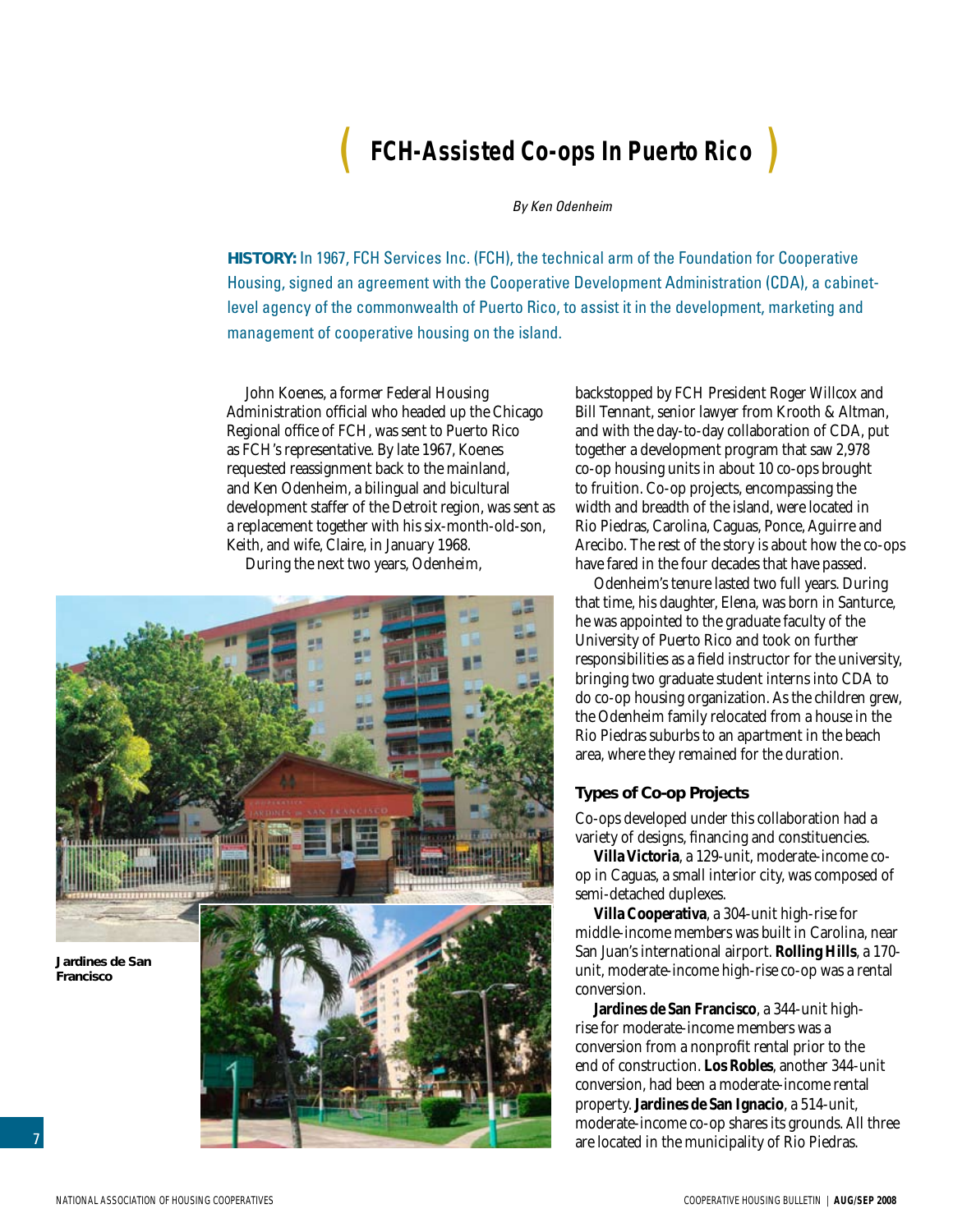# FCH-Assisted Co-ops In Puerto Rico

*By Ken Odenheim*

**HISTORY:** In 1967, FCH Services Inc. (FCH), the technical arm of the Foundation for Cooperative Housing, signed an agreement with the Cooperative Development Administration (CDA), a cabinet-level agency of the commonwealth of Puerto Rico, to assist it in the development, marketing and management of cooperative housing on the island.

John Koenes, a former Federal Housing Administration official who headed up the Chicago Regional office of FCH, was sent to Puerto Rico as FCH's representative. By late 1967, Koenes requested reassignment back to the mainland, and Ken Odenheim, a bilingual and bicultural development staffer of the Detroit region, was sent as a replacement together with his six-month-old-son, Keith, and wife, Claire, in January 1968.

During the next two years, Odenheim, backstopped by FCH President Roger Willcox and Bill Tennant, senior lawyer from Krooth & Altman, and with the day-to-day collaboration of CDA, put together a development program that saw 2,978 co-op housing units in about 10 co-ops brought to fruition. Co-op projects, encompassing the width and breadth of the island, were located in Rio Piedras, Carolina, Caguas, Ponce, Aguirre and Arecibo. The rest of the story is about how the co-ops have fared in the four decades that have passed.

Odenheim's tenure lasted two full years. During that time, his daughter, Elena, was born in Santurce, he was appointed to the graduate faculty of the University of Puerto Rico and took on further responsibilities as a field instructor for the university, bringing two graduate student interns into CDA to do co-op housing organization. As the children grew, the Odenheim family relocated from a house in the Rio Piedras suburbs to an apartment in the beach area, where they remained for the duration.

Jardines de San Francisco

### Types of Co-op Projects

Co-ops developed under this collaboration had a variety of designs, financing and constituencies.

**Villa Victoria**, a 129-unit, moderate-income co-op in Caguas, a small interior city, was composed of semi-detached duplexes.

**Villa Cooperativa**, a 304-unit high-rise for middle-income members was built in Carolina, near San Juan's international airport. **Rolling Hills**, a 170-unit, moderate-income high-rise co-op was a rental conversion.

**Jardines de San Francisco**, a 344-unit high-rise for moderate-income members was a conversion from a nonprofit rental prior to the end of construction. **Los Robles**, another 344-unit conversion, had been a moderate-income rental property. **Jardines de San Ignacio**, a 514-unit, moderate-income co-op shares its grounds. All three are located in the municipality of Rio Piedras.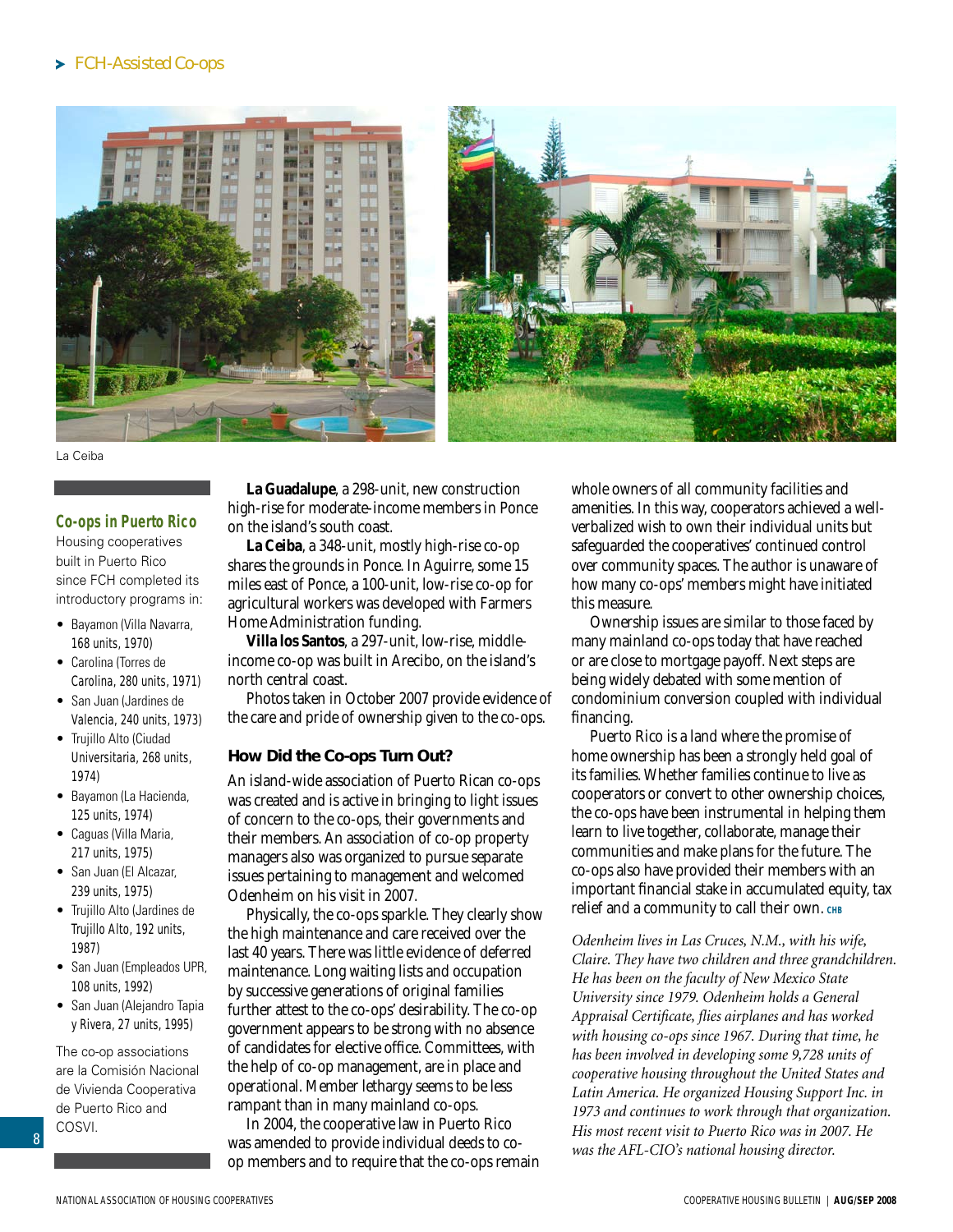La Ceiba

**La Guadalupe**, a 298-unit, new construction high-rise for moderate-income members in Ponce on the island's south coast.

**La Ceiba**, a 348-unit, mostly high-rise co-op shares the grounds in Ponce. In Aguirre, some 15 miles east of Ponce, a 100-unit, low-rise co-op for agricultural workers was developed with Farmers Home Administration funding.

**Villa los Santos**, a 297-unit, low-rise, middle-income co-op was built in Arecibo, on the island's north central coast.

Photos taken in October 2007 provide evidence of the care and pride of ownership given to the co-ops.

### How Did the Co-ops Turn Out?

An island-wide association of Puerto Rican co-ops was created and is active in bringing to light issues of concern to the co-ops, their governments and their members. An association of co-op property managers also was organized to pursue separate issues pertaining to management and welcomed Odenheim on his visit in 2007.

Physically, the co-ops sparkle. They clearly show the high maintenance and care received over the last 40 years. There was little evidence of deferred maintenance. Long waiting lists and occupation by successive generations of original families further attest to the co-ops' desirability. The co-op government appears to be strong with no absence of candidates for elective office. Committees, with the help of co-op management, are in place and operational. Member lethargy seems to be less rampant than in many mainland co-ops.

In 2004, the cooperative law in Puerto Rico was amended to provide individual deeds to co-op members and to require that the co-ops remain whole owners of all community facilities and amenities. In this way, cooperators achieved a well-verbalized wish to own their individual units but safeguarded the cooperatives' continued control over community spaces. The author is unaware of how many co-ops' members might have initiated this measure.

Ownership issues are similar to those faced by many mainland co-ops today that have reached or are close to mortgage payoff. Next steps are being widely debated with some mention of condominium conversion coupled with individual financing.

Puerto Rico is a land where the promise of home ownership has been a strongly held goal of its families. Whether families continue to live as cooperators or convert to other ownership choices, the co-ops have been instrumental in helping them learn to live together, collaborate, manage their communities and make plans for the future. The co-ops also have provided their members with an important financial stake in accumulated equity, tax relief and a community to call their own. CHB

*Odenheim lives in Las Cruces, N.M., with his wife, Claire. They have two children and three grandchildren. He has been on the faculty of New Mexico State University since 1979. Odenheim holds a General Appraisal Certificate, flies airplanes and has worked with housing co-ops since 1967. During that time, he has been involved in developing some 9,728 units of cooperative housing throughout the United States and Latin America. He organized Housing Support Inc. in 1973 and continues to work through that organization. His most recent visit to Puerto Rico was in 2007. He was the AFL-CIO's national housing director.*

---

**Co-ops in Puerto Rico**

Housing cooperatives built in Puerto Rico since FCH completed its introductory programs in:

- Bayamon (Villa Navarra, 168 units, 1970)
- Carolina (Torres de Carolina, 280 units, 1971)
- San Juan (Jardines de Valencia, 240 units, 1973)
- Trujillo Alto (Ciudad Universitaria, 268 units, 1974)
- Bayamon (La Hacienda, 125 units, 1974)
- Caguas (Villa Maria, 217 units, 1975)
- San Juan (El Alcazar, 239 units, 1975)
- Trujillo Alto (Jardines de Trujillo Alto, 192 units, 1987)
- San Juan (Empleados UPR, 108 units, 1992)
- San Juan (Alejandro Tapia y Rivera, 27 units, 1995)

The co-op associations are la Comisión Nacional de Vivienda Cooperativa de Puerto Rico and COSVI.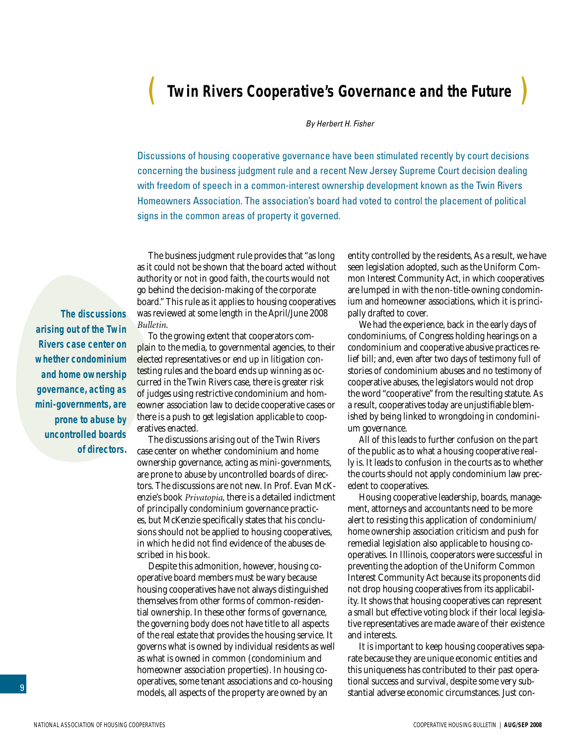# Twin Rivers Cooperative's Governance and the Future

*By Herbert H. Fisher*

Discussions of housing cooperative governance have been stimulated recently by court decisions concerning the business judgment rule and a recent New Jersey Supreme Court decision dealing with freedom of speech in a common-interest ownership development known as the Twin Rivers Homeowners Association. The association's board had voted to control the placement of political signs in the common areas of property it governed.

**The discussions arising out of the Twin Rivers case center on whether condominium and home ownership governance, acting as mini-governments, are prone to abuse by uncontrolled boards of directors.**

The business judgment rule provides that "as long as it could not be shown that the board acted without authority or not in good faith, the courts would not go behind the decision-making of the corporate board." This rule as it applies to housing cooperatives was reviewed at some length in the April/June 2008 *Bulletin*.

To the growing extent that cooperators complain to the media, to governmental agencies, to their elected representatives or end up in litigation contesting rules and the board ends up winning as occurred in the Twin Rivers case, there is greater risk of judges using restrictive condominium and homeowner association law to decide cooperative cases or there is a push to get legislation applicable to cooperatives enacted.

The discussions arising out of the Twin Rivers case center on whether condominium and home ownership governance, acting as mini-governments, are prone to abuse by uncontrolled boards of directors. The discussions are not new. In Prof. Evan McKenzie's book *Privatopia*, there is a detailed indictment of principally condominium governance practices, but McKenzie specifically states that his conclusions should not be applied to housing cooperatives, in which he did not find evidence of the abuses described in his book.

Despite this admonition, however, housing cooperative board members must be wary because housing cooperatives have not always distinguished themselves from other forms of common-residential ownership. In these other forms of governance, the governing body does not have title to all aspects of the real estate that provides the housing service. It governs what is owned by individual residents as well as what is owned in common (condominium and homeowner association properties). In housing cooperatives, some tenant associations and co-housing models, all aspects of the property are owned by an entity controlled by the residents, As a result, we have seen legislation adopted, such as the Uniform Common Interest Community Act, in which cooperatives are lumped in with the non-title-owning condominium and homeowner associations, which it is principally drafted to cover.

We had the experience, back in the early days of condominiums, of Congress holding hearings on a condominium and cooperative abusive practices relief bill; and, even after two days of testimony full of stories of condominium abuses and no testimony of cooperative abuses, the legislators would not drop the word "cooperative" from the resulting statute. As a result, cooperatives today are unjustifiable blemished by being linked to wrongdoing in condominium governance.

All of this leads to further confusion on the part of the public as to what a housing cooperative really is. It leads to confusion in the courts as to whether the courts should not apply condominium law precedent to cooperatives.

Housing cooperative leadership, boards, management, attorneys and accountants need to be more alert to resisting this application of condominium/home ownership association criticism and push for remedial legislation also applicable to housing cooperatives. In Illinois, cooperators were successful in preventing the adoption of the Uniform Common Interest Community Act because its proponents did not drop housing cooperatives from its applicability. It shows that housing cooperatives can represent a small but effective voting block if their local legislative representatives are made aware of their existence and interests.

It is important to keep housing cooperatives separate because they are unique economic entities and this uniqueness has contributed to their past operational success and survival, despite some very substantial adverse economic circumstances. Just con-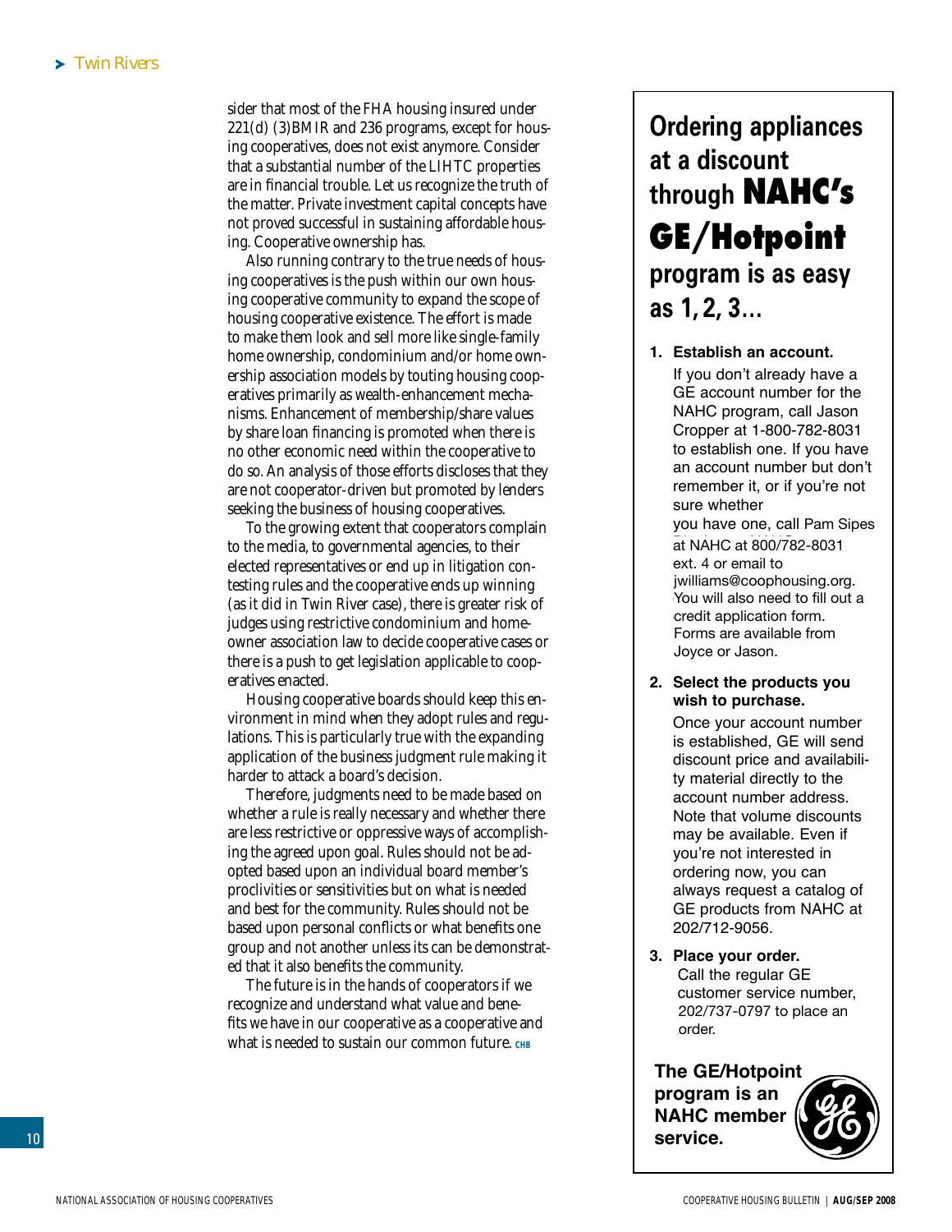sider that most of the FHA housing insured under 221(d) (3)BMIR and 236 programs, except for housing cooperatives, does not exist anymore. Consider that a substantial number of the LIHTC properties are in financial trouble. Let us recognize the truth of the matter. Private investment capital concepts have not proved successful in sustaining affordable housing. Cooperative ownership has.

Also running contrary to the true needs of housing cooperatives is the push within our own housing cooperative community to expand the scope of housing cooperative existence. The effort is made to make them look and sell more like single-family home ownership, condominium and/or home ownership association models by touting housing cooperatives primarily as wealth-enhancement mechanisms. Enhancement of membership/share values by share loan financing is promoted when there is no other economic need within the cooperative to do so. An analysis of those efforts discloses that they are not cooperator-driven but promoted by lenders seeking the business of housing cooperatives.

To the growing extent that cooperators complain to the media, to governmental agencies, to their elected representatives or end up in litigation contesting rules and the cooperative ends up winning (as it did in Twin River case), there is greater risk of judges using restrictive condominium and homeowner association law to decide cooperative cases or there is a push to get legislation applicable to cooperatives enacted.

Housing cooperative boards should keep this environment in mind when they adopt rules and regulations. This is particularly true with the expanding application of the business judgment rule making it harder to attack a board's decision.

Therefore, judgments need to be made based on whether a rule is really necessary and whether there are less restrictive or oppressive ways of accomplishing the agreed upon goal. Rules should not be adopted based upon an individual board member's proclivities or sensitivities but on what is needed and best for the community. Rules should not be based upon personal conflicts or what benefits one group and not another unless its can be demonstrated that it also benefits the community.

The future is in the hands of cooperators if we recognize and understand what value and benefits we have in our cooperative as a cooperative and what is needed to sustain our common future. CHB

## Ordering appliances at a discount through NAHC's GE/Hotpoint program is as easy as 1, 2, 3…

1. **Establish an account.**
   If you don't already have a GE account number for the NAHC program, call Jason Cropper at 1-800-782-8031 to establish one. If you have an account number but don't remember it, or if you're not sure whether you have one, call Pam Sipes at NAHC at 800/782-8031 ext. 4 or email to jwilliams@coophousing.org. You will also need to fill out a credit application form. Forms are available from Joyce or Jason.

2. **Select the products you wish to purchase.**
   Once your account number is established, GE will send discount price and availability material directly to the account number address. Note that volume discounts may be available. Even if you're not interested in ordering now, you can always request a catalog of GE products from NAHC at 202/712-9056.

3. **Place your order.**
   Call the regular GE customer service number, 202/737-0797 to place an order.

**The GE/Hotpoint program is an NAHC member service.**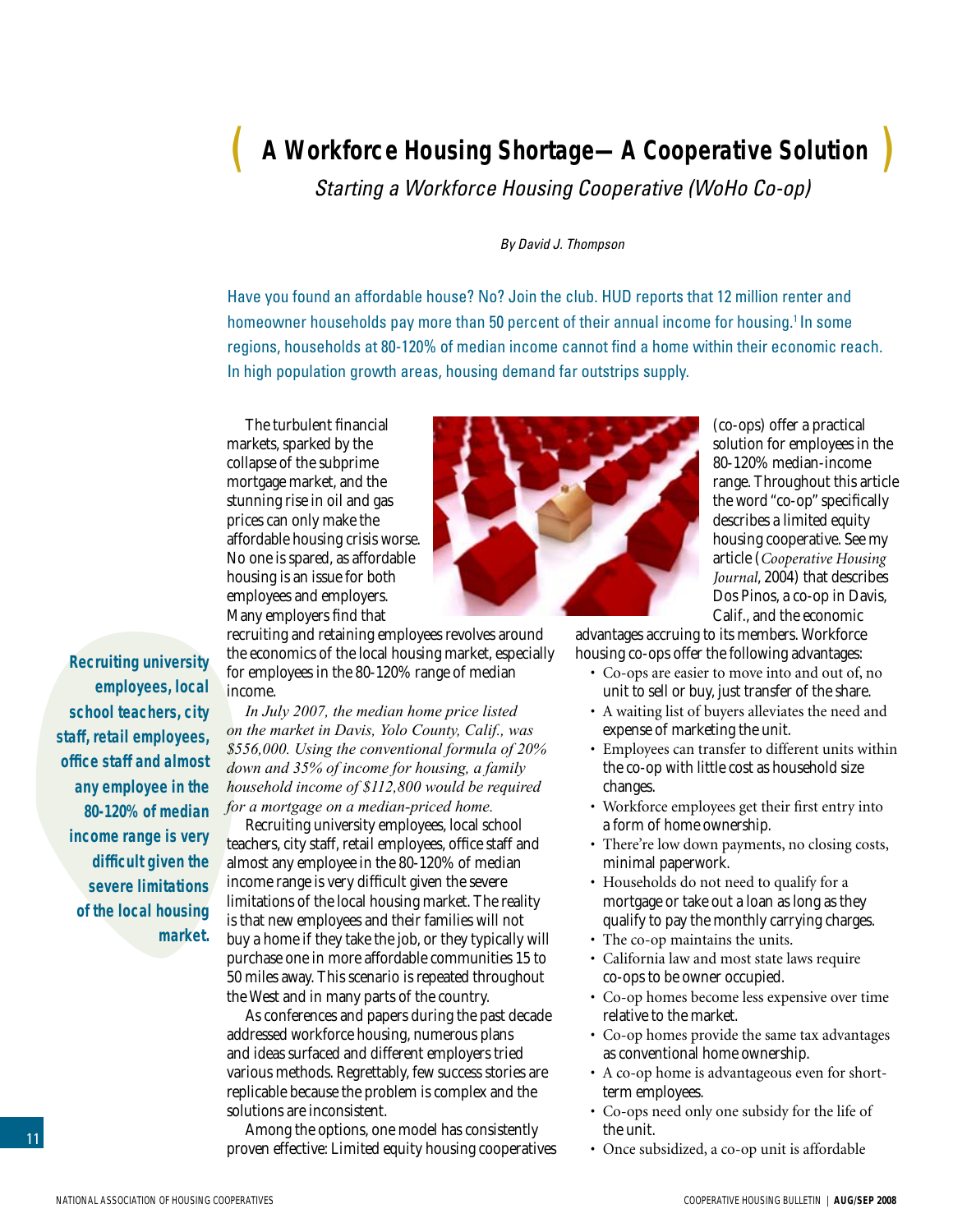# A Workforce Housing Shortage—A Cooperative Solution

*Starting a Workforce Housing Cooperative (WoHo Co-op)*

*By David J. Thompson*

Have you found an affordable house? No? Join the club. HUD reports that 12 million renter and homeowner households pay more than 50 percent of their annual income for housing.[1] In some regions, households at 80-120% of median income cannot find a home within their economic reach. In high population growth areas, housing demand far outstrips supply.

The turbulent financial markets, sparked by the collapse of the subprime mortgage market, and the stunning rise in oil and gas prices can only make the affordable housing crisis worse. No one is spared, as affordable housing is an issue for both employees and employers. Many employers find that recruiting and retaining employees revolves around the economics of the local housing market, especially for employees in the 80-120% range of median income.

*In July 2007, the median home price listed on the market in Davis, Yolo County, Calif., was $556,000. Using the conventional formula of 20% down and 35% of income for housing, a family household income of $112,800 would be required for a mortgage on a median-priced home.*

Recruiting university employees, local school teachers, city staff, retail employees, office staff and almost any employee in the 80-120% of median income range is very difficult given the severe limitations of the local housing market. The reality is that new employees and their families will not buy a home if they take the job, or they typically will purchase one in more affordable communities 15 to 50 miles away. This scenario is repeated throughout the West and in many parts of the country.

**Recruiting university employees, local school teachers, city staff, retail employees, office staff and almost any employee in the 80-120% of median income range is very difficult given the severe limitations of the local housing market.**

As conferences and papers during the past decade addressed workforce housing, numerous plans and ideas surfaced and different employers tried various methods. Regrettably, few success stories are replicable because the problem is complex and the solutions are inconsistent.

Among the options, one model has consistently proven effective: Limited equity housing cooperatives (co-ops) offer a practical solution for employees in the 80-120% median-income range. Throughout this article the word "co-op" specifically describes a limited equity housing cooperative. See my article (*Cooperative Housing Journal*, 2004) that describes Dos Pinos, a co-op in Davis, Calif., and the economic advantages accruing to its members. Workforce housing co-ops offer the following advantages:

- Co-ops are easier to move into and out of, no unit to sell or buy, just transfer of the share.
- A waiting list of buyers alleviates the need and expense of marketing the unit.
- Employees can transfer to different units within the co-op with little cost as household size changes.
- Workforce employees get their first entry into a form of home ownership.
- There're low down payments, no closing costs, minimal paperwork.
- Households do not need to qualify for a mortgage or take out a loan as long as they qualify to pay the monthly carrying charges.
- The co-op maintains the units.
- California law and most state laws require co-ops to be owner occupied.
- Co-op homes become less expensive over time relative to the market.
- Co-op homes provide the same tax advantages as conventional home ownership.
- A co-op home is advantageous even for short-term employees.
- Co-ops need only one subsidy for the life of the unit.
- Once subsidized, a co-op unit is affordable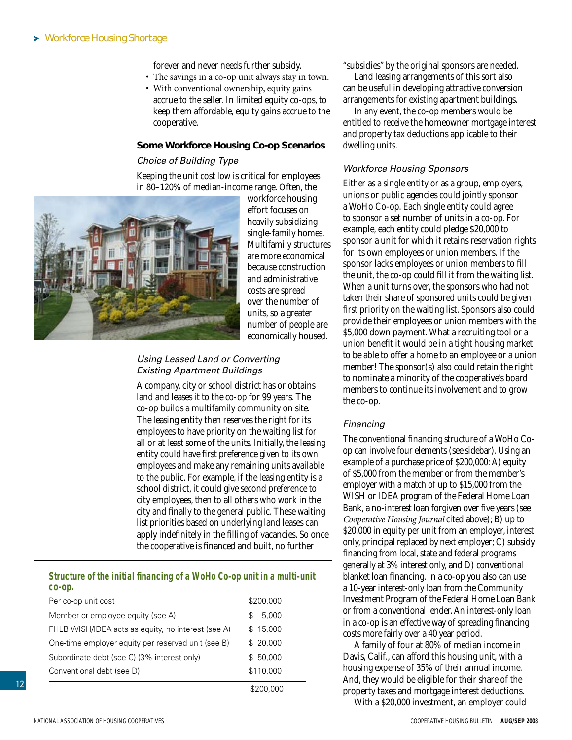forever and never needs further subsidy.

- The savings in a co-op unit always stay in town.
- With conventional ownership, equity gains accrue to the seller. In limited equity co-ops, to keep them affordable, equity gains accrue to the cooperative.

### Some Workforce Housing Co-op Scenarios

*Choice of Building Type*

Keeping the unit cost low is critical for employees in 80–120% of median-income range. Often, the workforce housing effort focuses on heavily subsidizing single-family homes. Multifamily structures are more economical because construction and administrative costs are spread over the number of units, so a greater number of people are economically housed.

*Using Leased Land or Converting Existing Apartment Buildings*

A company, city or school district has or obtains land and leases it to the co-op for 99 years. The co-op builds a multifamily community on site. The leasing entity then reserves the right for its employees to have priority on the waiting list for all or at least some of the units. Initially, the leasing entity could have first preference given to its own employees and make any remaining units available to the public. For example, if the leasing entity is a school district, it could give second preference to city employees, then to all others who work in the city and finally to the general public. These waiting list priorities based on underlying land leases can apply indefinitely in the filling of vacancies. So once the cooperative is financed and built, no further "subsidies" by the original sponsors are needed.

Land leasing arrangements of this sort also can be useful in developing attractive conversion arrangements for existing apartment buildings.

In any event, the co-op members would be entitled to receive the homeowner mortgage interest and property tax deductions applicable to their dwelling units.

**Structure of the initial financing of a WoHo Co-op unit in a multi-unit co-op.**

| | |
|---|---|
| Per co-op unit cost | $200,000 |
| Member or employee equity (see A) | $ 5,000 |
| FHLB WISH/IDEA acts as equity, no interest (see A) | $ 15,000 |
| One-time employer equity per reserved unit (see B) | $ 20,000 |
| Subordinate debt (see C) (3% interest only) | $ 50,000 |
| Conventional debt (see D) | $110,000 |
| | $200,000 |

*Workforce Housing Sponsors*

Either as a single entity or as a group, employers, unions or public agencies could jointly sponsor a WoHo Co-op. Each single entity could agree to sponsor a set number of units in a co-op. For example, each entity could pledge $20,000 to sponsor a unit for which it retains reservation rights for its own employees or union members. If the sponsor lacks employees or union members to fill the unit, the co-op could fill it from the waiting list. When a unit turns over, the sponsors who had not taken their share of sponsored units could be given first priority on the waiting list. Sponsors also could provide their employees or union members with the $5,000 down payment. What a recruiting tool or a union benefit it would be in a tight housing market to be able to offer a home to an employee or a union member! The sponsor(s) also could retain the right to nominate a minority of the cooperative's board members to continue its involvement and to grow the co-op.

*Financing*

The conventional financing structure of a WoHo Co-op can involve four elements (see sidebar). Using an example of a purchase price of $200,000: A) equity of $5,000 from the member or from the member's employer with a match of up to $15,000 from the WISH or IDEA program of the Federal Home Loan Bank, a no-interest loan forgiven over five years (see *Cooperative Housing Journal* cited above); B) up to $20,000 in equity per unit from an employer, interest only, principal replaced by next employer; C) subsidy financing from local, state and federal programs generally at 3% interest only, and D) conventional blanket loan financing. In a co-op you also can use a 10-year interest-only loan from the Community Investment Program of the Federal Home Loan Bank or from a conventional lender. An interest-only loan in a co-op is an effective way of spreading financing costs more fairly over a 40 year period.

A family of four at 80% of median income in Davis, Calif., can afford this housing unit, with a housing expense of 35% of their annual income. And, they would be eligible for their share of the property taxes and mortgage interest deductions.

With a $20,000 investment, an employer could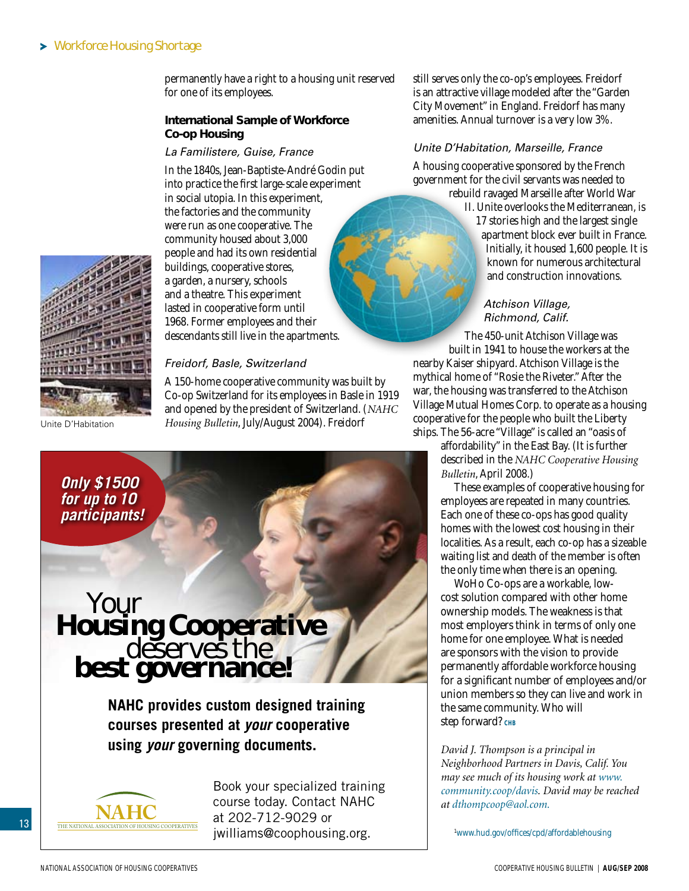permanently have a right to a housing unit reserved for one of its employees.

### International Sample of Workforce Co-op Housing

*La Familistere, Guise, France*

In the 1840s, Jean-Baptiste-André Godin put into practice the first large-scale experiment in social utopia. In this experiment, the factories and the community were run as one cooperative. The community housed about 3,000 people and had its own residential buildings, cooperative stores, a garden, a nursery, schools and a theatre. This experiment lasted in cooperative form until 1968. Former employees and their descendants still live in the apartments.

*Freidorf, Basle, Switzerland*

A 150-home cooperative community was built by Co-op Switzerland for its employees in Basle in 1919 and opened by the president of Switzerland. (*NAHC Housing Bulletin*, July/August 2004). Freidorf still serves only the co-op's employees. Freidorf is an attractive village modeled after the "Garden City Movement" in England. Freidorf has many amenities. Annual turnover is a very low 3%.

Unite D'Habitation

*Unite D'Habitation, Marseille, France*

A housing cooperative sponsored by the French government for the civil servants was needed to rebuild ravaged Marseille after World War II. Unite overlooks the Mediterranean, is 17 stories high and the largest single apartment block ever built in France. Initially, it housed 1,600 people. It is known for numerous architectural and construction innovations.

*Atchison Village, Richmond, Calif.*

The 450-unit Atchison Village was built in 1941 to house the workers at the nearby Kaiser shipyard. Atchison Village is the mythical home of "Rosie the Riveter." After the war, the housing was transferred to the Atchison Village Mutual Homes Corp. to operate as a housing cooperative for the people who built the Liberty ships. The 56-acre "Village" is called an "oasis of affordability" in the East Bay. (It is further described in the *NAHC Cooperative Housing Bulletin*, April 2008.)

These examples of cooperative housing for employees are repeated in many countries. Each one of these co-ops has good quality homes with the lowest cost housing in their localities. As a result, each co-op has a sizeable waiting list and death of the member is often the only time when there is an opening.

WoHo Co-ops are a workable, low-cost solution compared with other home ownership models. The weakness is that most employers think in terms of only one home for one employee. What is needed are sponsors with the vision to provide permanently affordable workforce housing for a significant number of employees and/or union members so they can live and work in the same community. Who will step forward? CHB

*David J. Thompson is a principal in Neighborhood Partners in Davis, Calif. You may see much of its housing work at www.community.coop/davis. David may be reached at dthompcoop@aol.com.*

[1]www.hud.gov/offices/cpd/affordablehousing

---

**Only $1500 for up to 10 participants!**

Your **Housing Cooperative** deserves the **best governance!**

**NAHC provides custom designed training courses presented at *your* cooperative using *your* governing documents.**

NAHC — The National Association of Housing Cooperatives

Book your specialized training course today. Contact NAHC at 202-712-9029 or jwilliams@coophousing.org.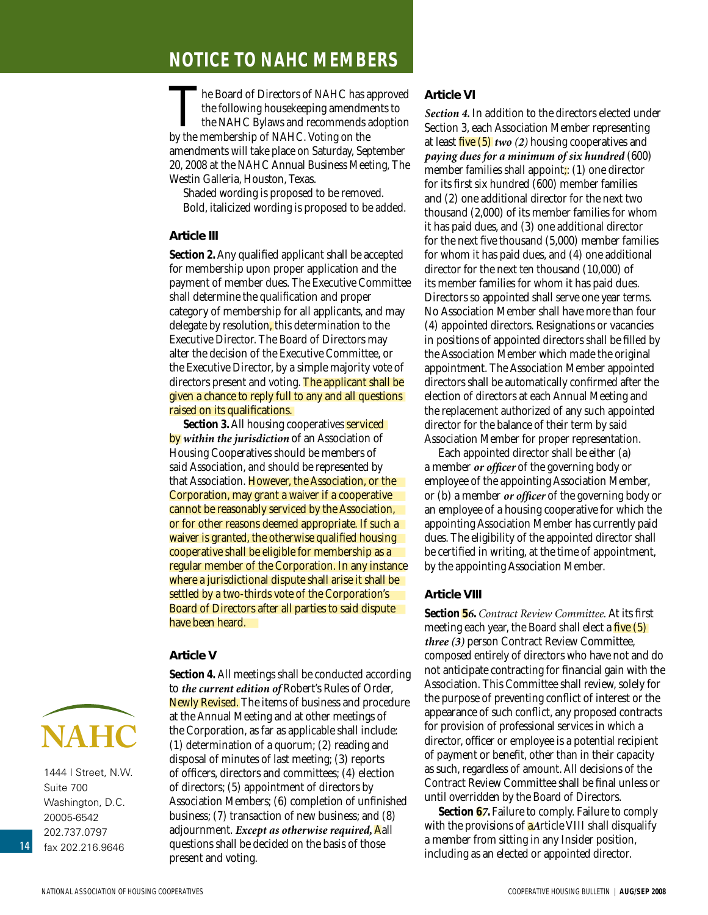# NOTICE TO NAHC MEMBERS

The Board of Directors of NAHC has approved the following housekeeping amendments to the NAHC Bylaws and recommends adoption by the membership of NAHC. Voting on the amendments will take place on Saturday, September 20, 2008 at the NAHC Annual Business Meeting, The Westin Galleria, Houston, Texas.

Shaded wording is proposed to be removed.
Bold, italicized wording is proposed to be added.

### Article III

**Section 2.** Any qualified applicant shall be accepted for membership upon proper application and the payment of member dues. The Executive Committee shall determine the qualification and proper category of membership for all applicants, and may delegate by resolution, this determination to the Executive Director. The Board of Directors may alter the decision of the Executive Committee, or the Executive Director, by a simple majority vote of directors present and voting. The applicant shall be given a chance to reply full to any and all questions raised on its qualifications.

**Section 3.** All housing cooperatives serviced by ***within the jurisdiction*** of an Association of Housing Cooperatives should be members of said Association, and should be represented by that Association. However, the Association, or the Corporation, may grant a waiver if a cooperative cannot be reasonably serviced by the Association, or for other reasons deemed appropriate. If such a waiver is granted, the otherwise qualified housing cooperative shall be eligible for membership as a regular member of the Corporation. In any instance where a jurisdictional dispute shall arise it shall be settled by a two-thirds vote of the Corporation's Board of Directors after all parties to said dispute have been heard.

### Article V

**Section 4.** All meetings shall be conducted according to ***the current edition of*** Robert's Rules of Order, Newly Revised. The items of business and procedure at the Annual Meeting and at other meetings of the Corporation, as far as applicable shall include: (1) determination of a quorum; (2) reading and disposal of minutes of last meeting; (3) reports of officers, directors and committees; (4) election of directors; (5) appointment of directors by Association Members; (6) completion of unfinished business; (7) transaction of new business; and (8) adjournment. ***Except as otherwise required,*** Aall questions shall be decided on the basis of those present and voting.

### Article VI

***Section 4.*** In addition to the directors elected under Section 3, each Association Member representing at least five (5) ***two (2)*** housing cooperatives and ***paying dues for a minimum of six hundred*** (600) member families shall appoint;: (1) one director for its first six hundred (600) member families and (2) one additional director for the next two thousand (2,000) of its member families for whom it has paid dues, and (3) one additional director for the next five thousand (5,000) member families for whom it has paid dues, and (4) one additional director for the next ten thousand (10,000) of its member families for whom it has paid dues. Directors so appointed shall serve one year terms. No Association Member shall have more than four (4) appointed directors. Resignations or vacancies in positions of appointed directors shall be filled by the Association Member which made the original appointment. The Association Member appointed directors shall be automatically confirmed after the election of directors at each Annual Meeting and the replacement authorized of any such appointed director for the balance of their term by said Association Member for proper representation.

Each appointed director shall be either (a) a member ***or officer*** of the governing body or employee of the appointing Association Member, or (b) a member ***or officer*** of the governing body or an employee of a housing cooperative for which the appointing Association Member has currently paid dues. The eligibility of the appointed director shall be certified in writing, at the time of appointment, by the appointing Association Member.

### Article VIII

**Section 5*6.*** *Contract Review Committee.* At its first meeting each year, the Board shall elect a five (5) ***three (3)*** person Contract Review Committee, composed entirely of directors who have not and do not anticipate contracting for financial gain with the Association. This Committee shall review, solely for the purpose of preventing conflict of interest or the appearance of such conflict, any proposed contracts for provision of professional services in which a director, officer or employee is a potential recipient of payment or benefit, other than in their capacity as such, regardless of amount. All decisions of the Contract Review Committee shall be final unless or until overridden by the Board of Directors.

**Section 6*7.*** Failure to comply. Failure to comply with the provisions of a***A***rticle VIII shall disqualify a member from sitting in any Insider position, including as an elected or appointed director.

NAHC
1444 I Street, N.W.
Suite 700
Washington, D.C.
20005-6542
202.737.0797
fax 202.216.9646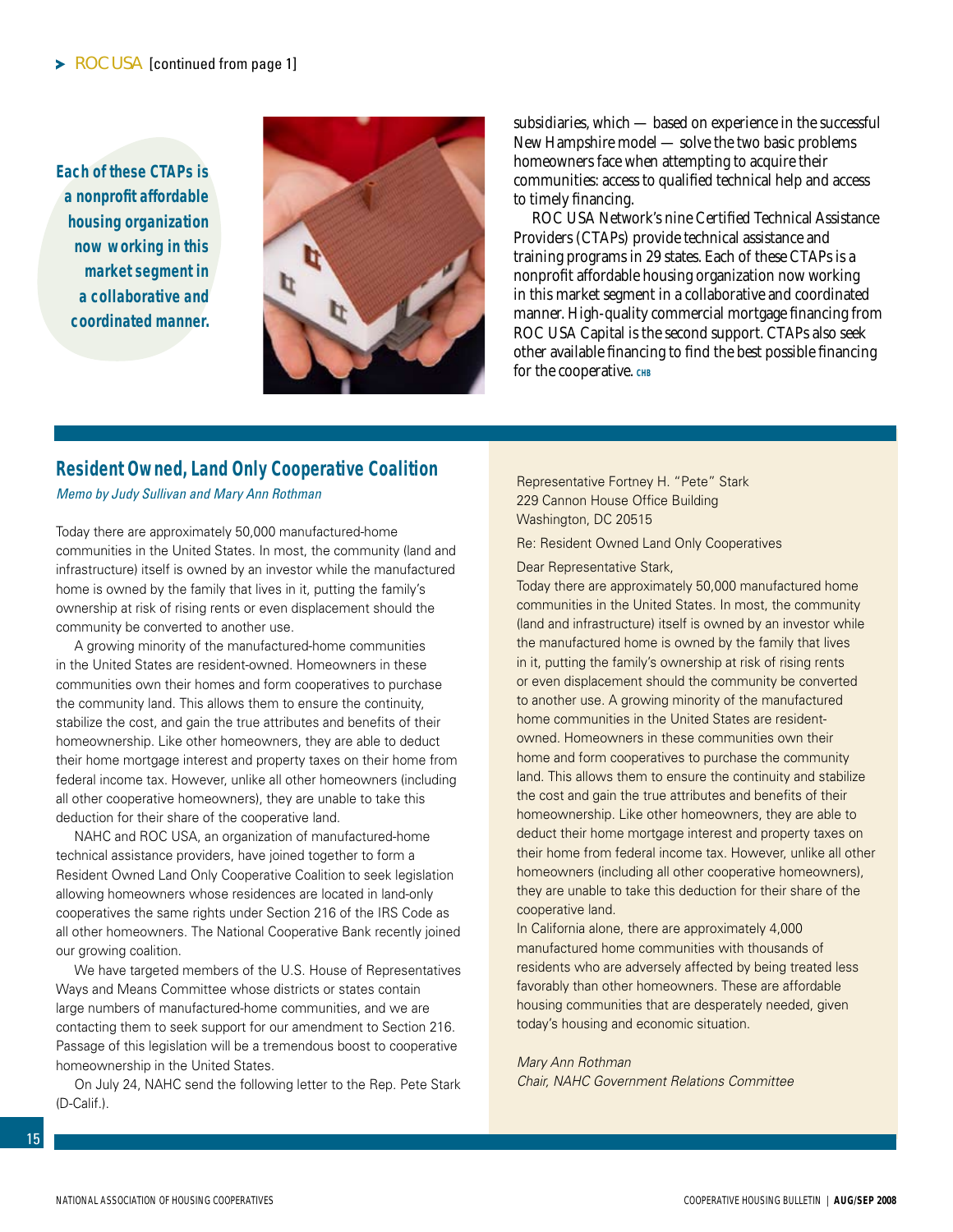**ROC USA** [continued from page 1]

*Each of these CTAPs is a nonprofit affordable housing organization now working in this market segment in a collaborative and coordinated manner.*

subsidiaries, which — based on experience in the successful New Hampshire model — solve the two basic problems homeowners face when attempting to acquire their communities: access to qualified technical help and access to timely financing.

ROC USA Network's nine Certified Technical Assistance Providers (CTAPs) provide technical assistance and training programs in 29 states. Each of these CTAPs is a nonprofit affordable housing organization now working in this market segment in a collaborative and coordinated manner. High-quality commercial mortgage financing from ROC USA Capital is the second support. CTAPs also seek other available financing to find the best possible financing for the cooperative. CHB

## Resident Owned, Land Only Cooperative Coalition

*Memo by Judy Sullivan and Mary Ann Rothman*

Today there are approximately 50,000 manufactured-home communities in the United States. In most, the community (land and infrastructure) itself is owned by an investor while the manufactured home is owned by the family that lives in it, putting the family's ownership at risk of rising rents or even displacement should the community be converted to another use.

A growing minority of the manufactured-home communities in the United States are resident-owned. Homeowners in these communities own their homes and form cooperatives to purchase the community land. This allows them to ensure the continuity, stabilize the cost, and gain the true attributes and benefits of their homeownership. Like other homeowners, they are able to deduct their home mortgage interest and property taxes on their home from federal income tax. However, unlike all other homeowners (including all other cooperative homeowners), they are unable to take this deduction for their share of the cooperative land.

NAHC and ROC USA, an organization of manufactured-home technical assistance providers, have joined together to form a Resident Owned Land Only Cooperative Coalition to seek legislation allowing homeowners whose residences are located in land-only cooperatives the same rights under Section 216 of the IRS Code as all other homeowners. The National Cooperative Bank recently joined our growing coalition.

We have targeted members of the U.S. House of Representatives Ways and Means Committee whose districts or states contain large numbers of manufactured-home communities, and we are contacting them to seek support for our amendment to Section 216. Passage of this legislation will be a tremendous boost to cooperative homeownership in the United States.

On July 24, NAHC send the following letter to the Rep. Pete Stark (D-Calif.).

Representative Fortney H. "Pete" Stark
229 Cannon House Office Building
Washington, DC 20515

Re: Resident Owned Land Only Cooperatives

Dear Representative Stark,

Today there are approximately 50,000 manufactured home communities in the United States. In most, the community (land and infrastructure) itself is owned by an investor while the manufactured home is owned by the family that lives in it, putting the family's ownership at risk of rising rents or even displacement should the community be converted to another use. A growing minority of the manufactured home communities in the United States are resident-owned. Homeowners in these communities own their home and form cooperatives to purchase the community land. This allows them to ensure the continuity and stabilize the cost and gain the true attributes and benefits of their homeownership. Like other homeowners, they are able to deduct their home mortgage interest and property taxes on their home from federal income tax. However, unlike all other homeowners (including all other cooperative homeowners), they are unable to take this deduction for their share of the cooperative land.

In California alone, there are approximately 4,000 manufactured home communities with thousands of residents who are adversely affected by being treated less favorably than other homeowners. These are affordable housing communities that are desperately needed, given today's housing and economic situation.

*Mary Ann Rothman*
*Chair, NAHC Government Relations Committee*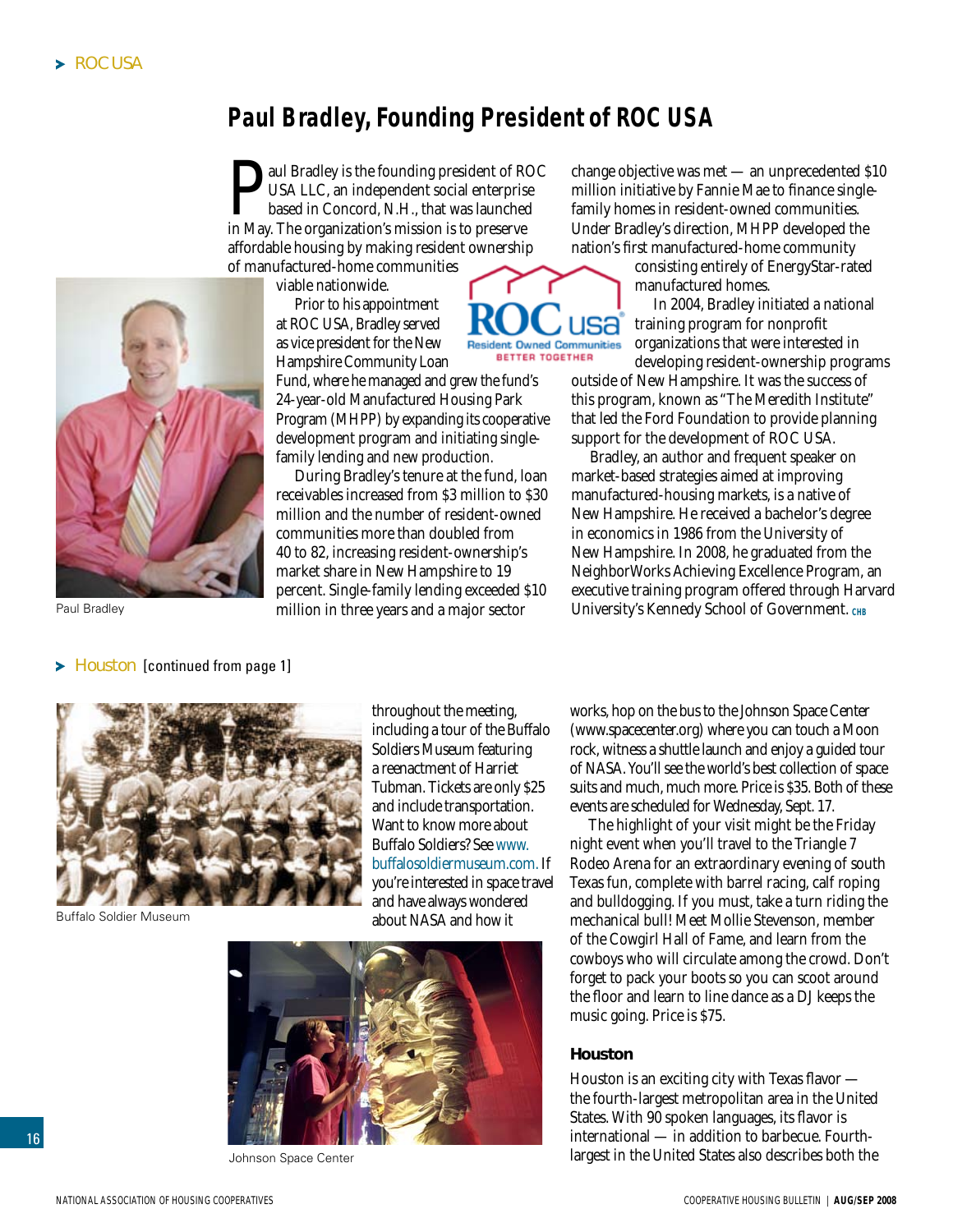ROC USA

## Paul Bradley, Founding President of ROC USA

Paul Bradley is the founding president of ROC USA LLC, an independent social enterprise based in Concord, N.H., that was launched in May. The organization's mission is to preserve affordable housing by making resident ownership of manufactured-home communities viable nationwide.

Prior to his appointment at ROC USA, Bradley served as vice president for the New Hampshire Community Loan Fund, where he managed and grew the fund's 24-year-old Manufactured Housing Park Program (MHPP) by expanding its cooperative development program and initiating single-family lending and new production.

During Bradley's tenure at the fund, loan receivables increased from $3 million to $30 million and the number of resident-owned communities more than doubled from 40 to 82, increasing resident-ownership's market share in New Hampshire to 19 percent. Single-family lending exceeded $10 million in three years and a major sector change objective was met — an unprecedented $10 million initiative by Fannie Mae to finance single-family homes in resident-owned communities. Under Bradley's direction, MHPP developed the nation's first manufactured-home community consisting entirely of EnergyStar-rated manufactured homes.

In 2004, Bradley initiated a national training program for nonprofit organizations that were interested in developing resident-ownership programs outside of New Hampshire. It was the success of this program, known as "The Meredith Institute" that led the Ford Foundation to provide planning support for the development of ROC USA.

Bradley, an author and frequent speaker on market-based strategies aimed at improving manufactured-housing markets, is a native of New Hampshire. He received a bachelor's degree in economics in 1986 from the University of New Hampshire. In 2008, he graduated from the NeighborWorks Achieving Excellence Program, an executive training program offered through Harvard University's Kennedy School of Government. CHB

Paul Bradley

ROC usa Resident Owned Communities BETTER TOGETHER

## Houston [continued from page 1]

Buffalo Soldier Museum

throughout the meeting, including a tour of the Buffalo Soldiers Museum featuring a reenactment of Harriet Tubman. Tickets are only $25 and include transportation. Want to know more about Buffalo Soldiers? See www.buffalosoldiermuseum.com. If you're interested in space travel and have always wondered about NASA and how it works, hop on the bus to the Johnson Space Center (www.spacecenter.org) where you can touch a Moon rock, witness a shuttle launch and enjoy a guided tour of NASA. You'll see the world's best collection of space suits and much, much more. Price is $35. Both of these events are scheduled for Wednesday, Sept. 17.

Johnson Space Center

The highlight of your visit might be the Friday night event when you'll travel to the Triangle 7 Rodeo Arena for an extraordinary evening of south Texas fun, complete with barrel racing, calf roping and bulldogging. If you must, take a turn riding the mechanical bull! Meet Mollie Stevenson, member of the Cowgirl Hall of Fame, and learn from the cowboys who will circulate among the crowd. Don't forget to pack your boots so you can scoot around the floor and learn to line dance as a DJ keeps the music going. Price is $75.

### Houston

Houston is an exciting city with Texas flavor — the fourth-largest metropolitan area in the United States. With 90 spoken languages, its flavor is international — in addition to barbecue. Fourth-largest in the United States also describes both the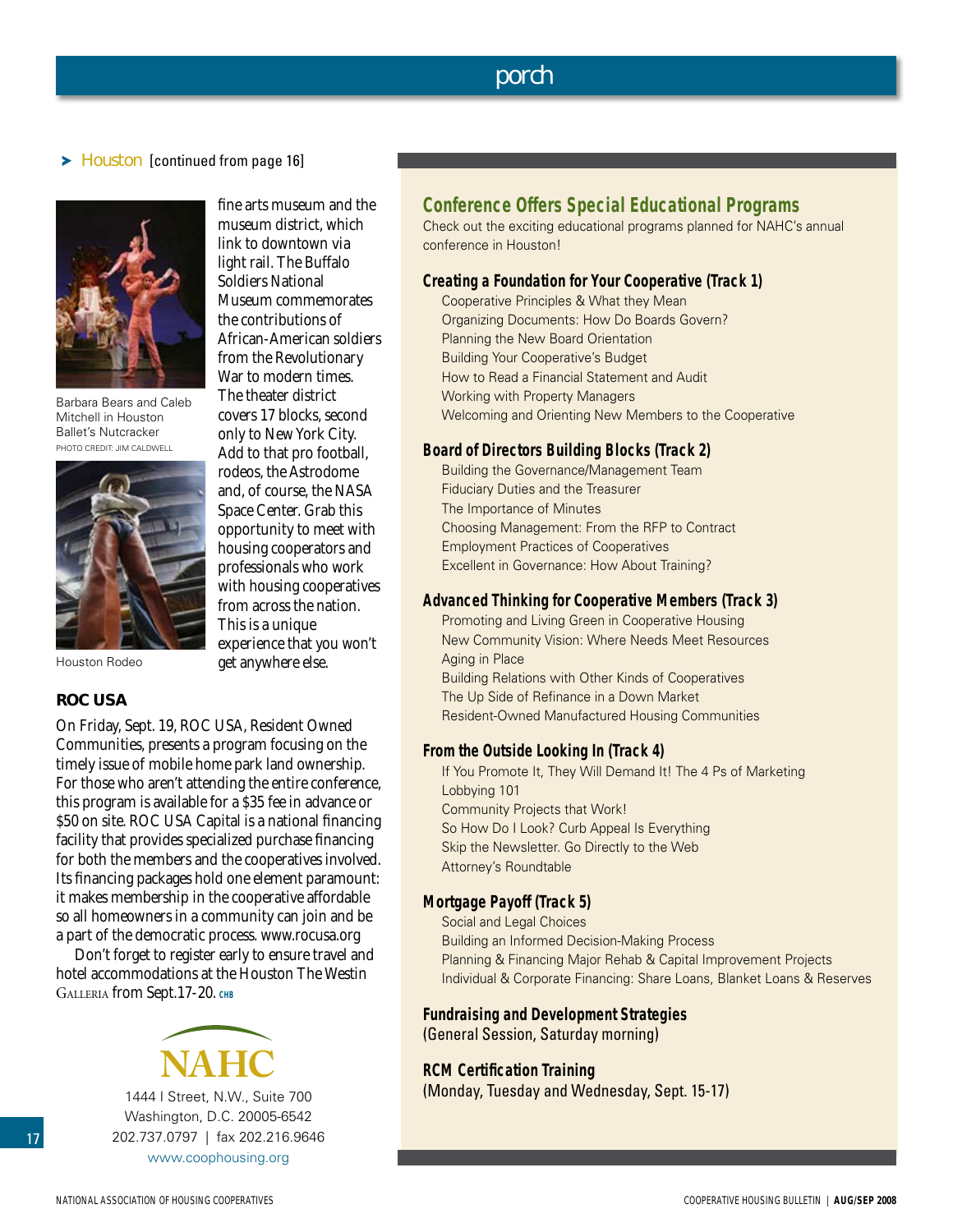## Houston [continued from page 16]

fine arts museum and the museum district, which link to downtown via light rail. The Buffalo Soldiers National Museum commemorates the contributions of African-American soldiers from the Revolutionary War to modern times. The theater district covers 17 blocks, second only to New York City. Add to that pro football, rodeos, the Astrodome and, of course, the NASA Space Center. Grab this opportunity to meet with housing cooperators and professionals who work with housing cooperatives from across the nation. This is a unique experience that you won't get anywhere else.

Barbara Bears and Caleb Mitchell in Houston Ballet's Nutcracker
PHOTO CREDIT: JIM CALDWELL

Houston Rodeo

### ROC USA

On Friday, Sept. 19, ROC USA, Resident Owned Communities, presents a program focusing on the timely issue of mobile home park land ownership. For those who aren't attending the entire conference, this program is available for a $35 fee in advance or $50 on site. ROC USA Capital is a national financing facility that provides specialized purchase financing for both the members and the cooperatives involved. Its financing packages hold one element paramount: it makes membership in the cooperative affordable so all homeowners in a community can join and be a part of the democratic process. www.rocusa.org

Don't forget to register early to ensure travel and hotel accommodations at the Houston The Westin Galleria from Sept.17-20. CHB

NAHC
1444 I Street, N.W., Suite 700
Washington, D.C. 20005-6542
202.737.0797 | fax 202.216.9646
www.coophousing.org

## Conference Offers Special Educational Programs

Check out the exciting educational programs planned for NAHC's annual conference in Houston!

### Creating a Foundation for Your Cooperative (Track 1)

- Cooperative Principles & What they Mean
- Organizing Documents: How Do Boards Govern?
- Planning the New Board Orientation
- Building Your Cooperative's Budget
- How to Read a Financial Statement and Audit
- Working with Property Managers
- Welcoming and Orienting New Members to the Cooperative

### Board of Directors Building Blocks (Track 2)

- Building the Governance/Management Team
- Fiduciary Duties and the Treasurer
- The Importance of Minutes
- Choosing Management: From the RFP to Contract
- Employment Practices of Cooperatives
- Excellent in Governance: How About Training?

### Advanced Thinking for Cooperative Members (Track 3)

- Promoting and Living Green in Cooperative Housing
- New Community Vision: Where Needs Meet Resources
- Aging in Place
- Building Relations with Other Kinds of Cooperatives
- The Up Side of Refinance in a Down Market
- Resident-Owned Manufactured Housing Communities

### From the Outside Looking In (Track 4)

- If You Promote It, They Will Demand It! The 4 Ps of Marketing
- Lobbying 101
- Community Projects that Work!
- So How Do I Look? Curb Appeal Is Everything
- Skip the Newsletter. Go Directly to the Web
- Attorney's Roundtable

### Mortgage Payoff (Track 5)

- Social and Legal Choices
- Building an Informed Decision-Making Process
- Planning & Financing Major Rehab & Capital Improvement Projects
- Individual & Corporate Financing: Share Loans, Blanket Loans & Reserves

### Fundraising and Development Strategies

(General Session, Saturday morning)

### RCM Certification Training

(Monday, Tuesday and Wednesday, Sept. 15-17)